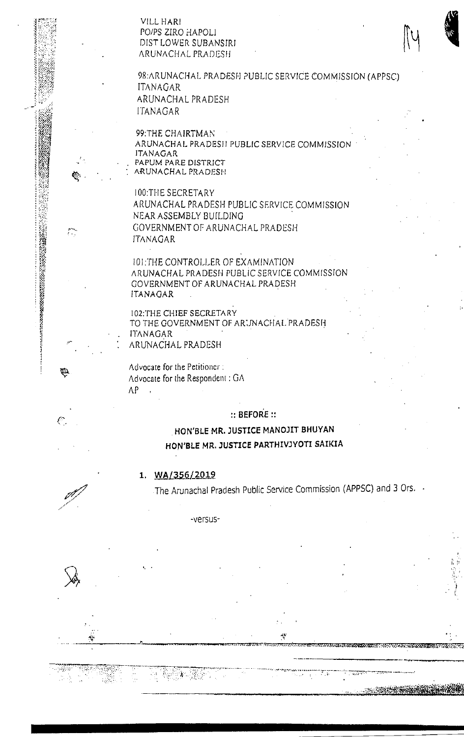VILL HARI
PO/PS ZIRO HAPOLI
DIST LOWER SUBANSIRI
ARUNACHAL PRADESH

98:ARUNACHAL PRADESH PUBLIC SERVICE COMMISSION (APPSC)
ITANAGAR
ARUNACHAL PRADESH
ITANAGAR

99:THE CHAIRTMAN
ARUNACHAL PRADESH PUBLIC SERVICE COMMISSION
ITANAGAR
PAPUM PARE DISTRICT
ARUNACHAL PRADESH

100:THE SECRETARY
ARUNACHAL PRADESH PUBLIC SERVICE COMMISSION
NEAR ASSEMBLY BUILDING
GOVERNMENT OF ARUNACHAL PRADESH
ITANAGAR

101:THE CONTROLLER OF EXAMINATION
ARUNACHAL PRADESH PUBLIC SERVICE COMMISSION
GOVERNMENT OF ARUNACHAL PRADESH
ITANAGAR

102:THE CHIEF SECRETARY
TO THE GOVERNMENT OF ARUNACHAL PRADESH
ITANAGAR
ARUNACHAL PRADESH

Advocate for the Petitioner :
Advocate for the Respondent : GA
AP

:: BEFORE ::

**HON'BLE MR. JUSTICE MANOJIT BHUYAN**
**HON'BLE MR. JUSTICE PARTHIVJYOTI SAIKIA**

1. **WA/356/2019**

The Arunachal Pradesh Public Service Commission (APPSC) and 3 Ors. -

-versus-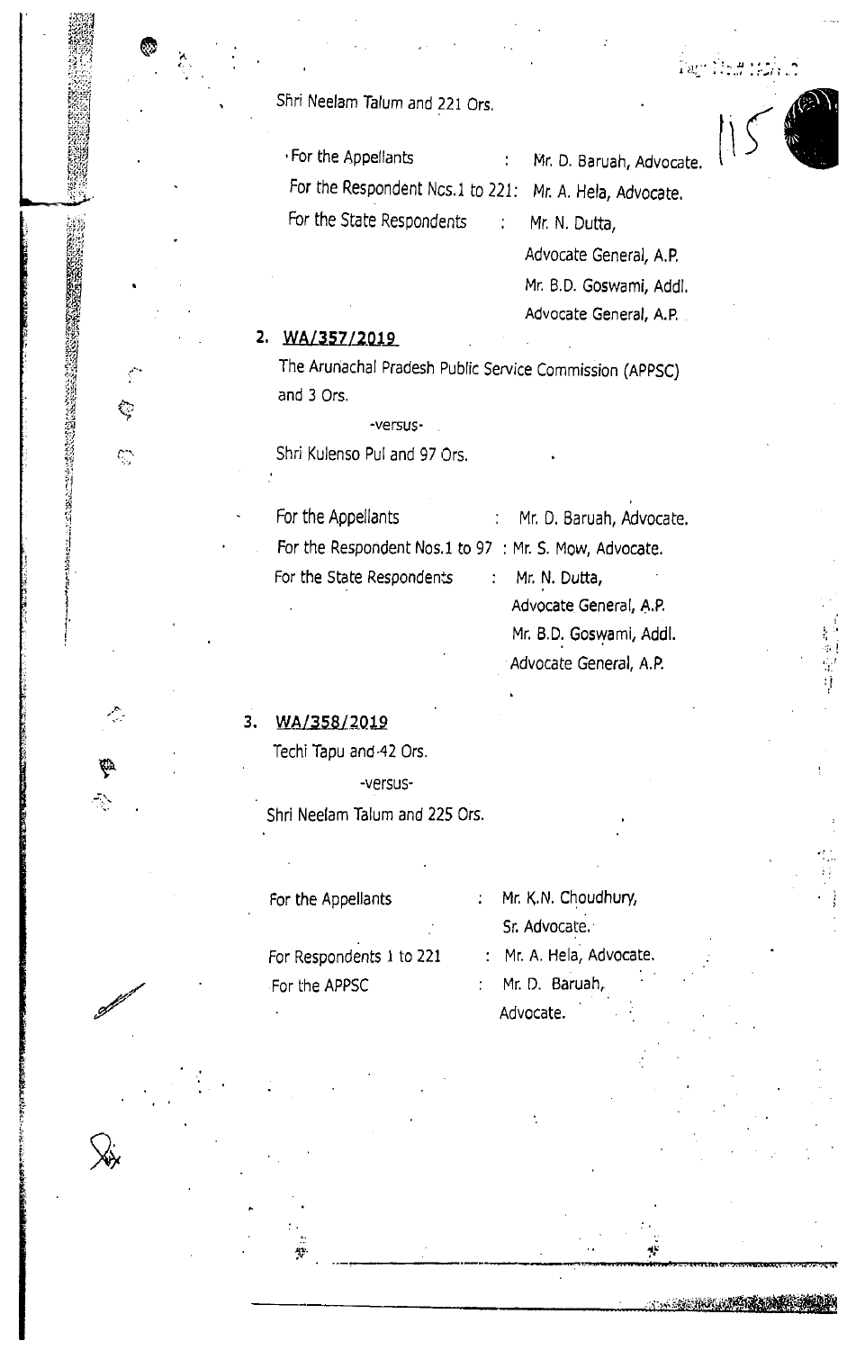Shri Neelam Talum and 221 Ors.

| | | |
|---|---|---|
| For the Appellants | : | Mr. D. Baruah, Advocate. |
| For the Respondent Ncs.1 to 221: | | Mr. A. Hela, Advocate. |
| For the State Respondents | : | Mr. N. Dutta, Advocate General, A.P. Mr. B.D. Goswami, Addl. Advocate General, A.P. |

2. **WA/357/2019**

The Arunachal Pradesh Public Service Commission (APPSC) and 3 Ors.

-versus-

Shri Kulenso Pul and 97 Ors.

| | | |
|---|---|---|
| For the Appellants | : | Mr. D. Baruah, Advocate. |
| For the Respondent Nos.1 to 97 | : | Mr. S. Mow, Advocate. |
| For the State Respondents | : | Mr. N. Dutta, Advocate General, A.P. Mr. B.D. Goswami, Addl. Advocate General, A.P. |

3. **WA/358/2019**

Techi Tapu and 42 Ors.

-versus-

Shri Neelam Talum and 225 Ors.

| | | |
|---|---|---|
| For the Appellants | : | Mr. K.N. Choudhury, Sr. Advocate. |
| For Respondents 1 to 221 | : | Mr. A. Hela, Advocate. |
| For the APPSC | : | Mr. D. Baruah, Advocate. |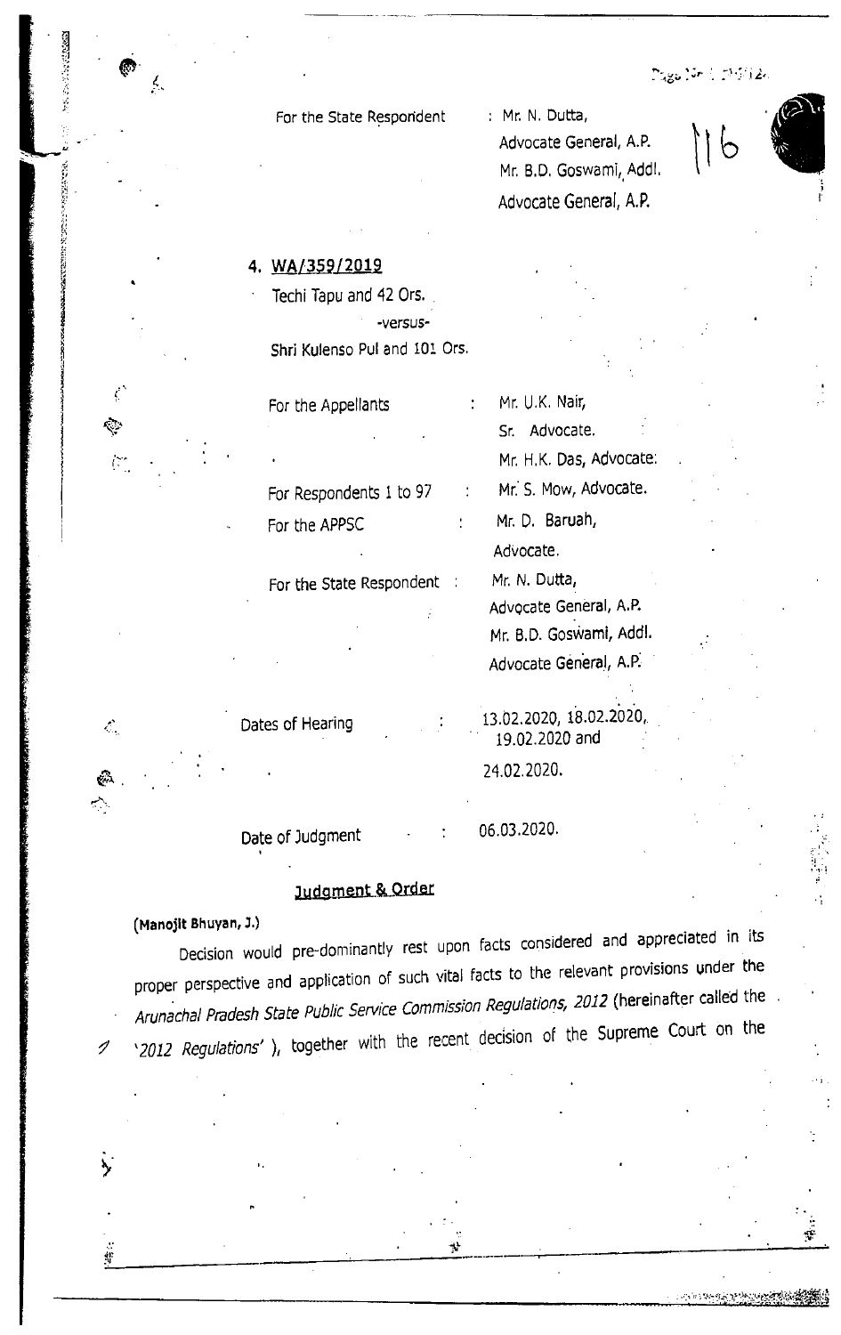For the State Respondent : Mr. N. Dutta,
Advocate General, A.P.
Mr. B.D. Goswami, Addl.
Advocate General, A.P.

4. WA/359/2019

Techi Tapu and 42 Ors.

-versus-

Shri Kulenso Pul and 101 Ors.

| | | |
|---|---|---|
| For the Appellants | : | Mr. U.K. Nair, Sr. Advocate. Mr. H.K. Das, Advocate. |
| For Respondents 1 to 97 | : | Mr. S. Mow, Advocate. |
| For the APPSC | : | Mr. D. Baruah, Advocate. |
| For the State Respondent | : | Mr. N. Dutta, Advocate General, A.P. Mr. B.D. Goswami, Addl. Advocate General, A.P. |
| Dates of Hearing | : | 13.02.2020, 18.02.2020, 19.02.2020 and 24.02.2020. |
| Date of Judgment | : | 06.03.2020. |

## Judgment & Order

**(Manojit Bhuyan, J.)**

Decision would pre-dominantly rest upon facts considered and appreciated in its proper perspective and application of such vital facts to the relevant provisions under the *Arunachal Pradesh State Public Service Commission Regulations, 2012* (hereinafter called the '*2012 Regulations*' ), together with the recent decision of the Supreme Court on the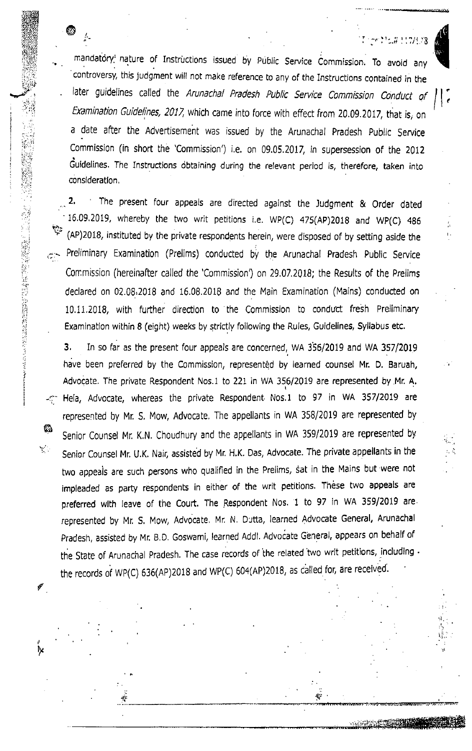mandatory nature of Instructions issued by Public Service Commission. To avoid any controversy, this judgment will not make reference to any of the Instructions contained in the later guidelines called the *Arunachal Pradesh Public Service Commission Conduct of Examination Guidelines, 2017*, which came into force with effect from 20.09.2017, that is, on a date after the Advertisement was issued by the Arunachal Pradesh Public Service Commission (in short the 'Commission') i.e. on 09.05.2017, in supersession of the 2012 Guidelines. The Instructions obtaining during the relevant period is, therefore, taken into consideration.

**2.** The present four appeals are directed against the Judgment & Order dated 16.09.2019, whereby the two writ petitions i.e. WP(C) 475(AP)2018 and WP(C) 486 (AP)2018, instituted by the private respondents herein, were disposed of by setting aside the Preliminary Examination (Prelims) conducted by the Arunachal Pradesh Public Service Commission (hereinafter called the 'Commission') on 29.07.2018; the Results of the Prelims declared on 02.08.2018 and 16.08.2018 and the Main Examination (Mains) conducted on 10.11.2018, with further direction to the Commission to conduct fresh Preliminary Examination within 8 (eight) weeks by strictly following the Rules, Guidelines, Syllabus etc.

**3.** In so far as the present four appeals are concerned, WA 356/2019 and WA 357/2019 have been preferred by the Commission, represented by learned counsel Mr. D. Baruah, Advocate. The private Respondent Nos.1 to 221 in WA 356/2019 are represented by Mr. A. Hela, Advocate, whereas the private Respondent Nos.1 to 97 in WA 357/2019 are represented by Mr. S. Mow, Advocate. The appellants in WA 358/2019 are represented by Senior Counsel Mr. K.N. Choudhury and the appellants in WA 359/2019 are represented by Senior Counsel Mr. U.K. Nair, assisted by Mr. H.K. Das, Advocate. The private appellants in the two appeals are such persons who qualified in the Prelims, sat in the Mains but were not impleaded as party respondents in either of the writ petitions. These two appeals are preferred with leave of the Court. The Respondent Nos. 1 to 97 in WA 359/2019 are represented by Mr. S. Mow, Advocate. Mr. N. Dutta, learned Advocate General, Arunachal Pradesh, assisted by Mr. B.D. Goswami, learned Addl. Advocate General, appears on behalf of the State of Arunachal Pradesh. The case records of the related two writ petitions, including the records of WP(C) 636(AP)2018 and WP(C) 604(AP)2018, as called for, are received.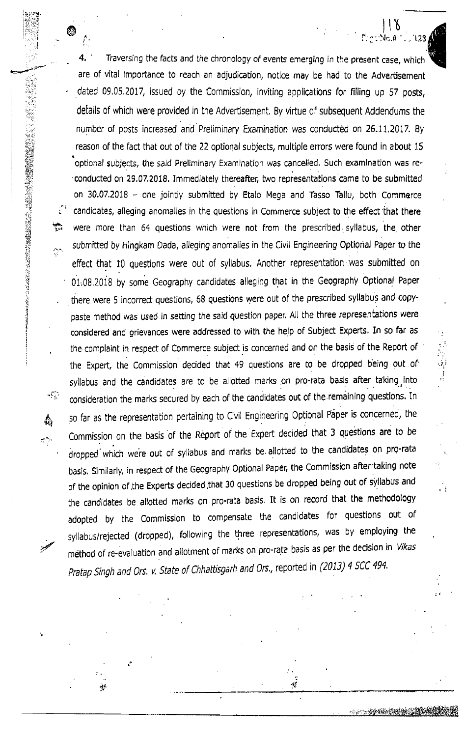**4.** Traversing the facts and the chronology of events emerging in the present case, which are of vital importance to reach an adjudication, notice may be had to the Advertisement dated 09.05.2017, issued by the Commission, inviting applications for filling up 57 posts, details of which were provided in the Advertisement. By virtue of subsequent Addendums the number of posts increased and Preliminary Examination was conducted on 26.11.2017. By reason of the fact that out of the 22 optional subjects, multiple errors were found in about 15 optional subjects, the said Preliminary Examination was cancelled. Such examination was re-conducted on 29.07.2018. Immediately thereafter, two representations came to be submitted on 30.07.2018 – one jointly submitted by Etalo Mega and Tasso Tallu, both Commerce candidates, alleging anomalies in the questions in Commerce subject to the effect that there were more than 64 questions which were not from the prescribed syllabus, the other submitted by Hingkam Dada, alleging anomalies in the Civil Engineering Optional Paper to the effect that 10 questions were out of syllabus. Another representation was submitted on 01.08.2018 by some Geography candidates alleging that in the Geography Optional Paper there were 5 incorrect questions, 68 questions were out of the prescribed syllabus and copy-paste method was used in setting the said question paper. All the three representations were considered and grievances were addressed to with the help of Subject Experts. In so far as the complaint in respect of Commerce subject is concerned and on the basis of the Report of the Expert, the Commission decided that 49 questions are to be dropped being out of syllabus and the candidates are to be allotted marks on pro-rata basis after taking into consideration the marks secured by each of the candidates out of the remaining questions. In so far as the representation pertaining to Civil Engineering Optional Paper is concerned, the Commission on the basis of the Report of the Expert decided that 3 questions are to be dropped which were out of syllabus and marks be allotted to the candidates on pro-rata basis. Similarly, in respect of the Geography Optional Paper, the Commission after taking note of the opinion of the Experts decided that 30 questions be dropped being out of syllabus and the candidates be allotted marks on pro-rata basis. It is on record that the methodology adopted by the Commission to compensate the candidates for questions out of syllabus/rejected (dropped), following the three representations, was by employing the method of re-evaluation and allotment of marks on pro-rata basis as per the decision in *Vikas Pratap Singh and Ors. v. State of Chhattisgarh and Ors.*, reported in *(2013) 4 SCC 494*.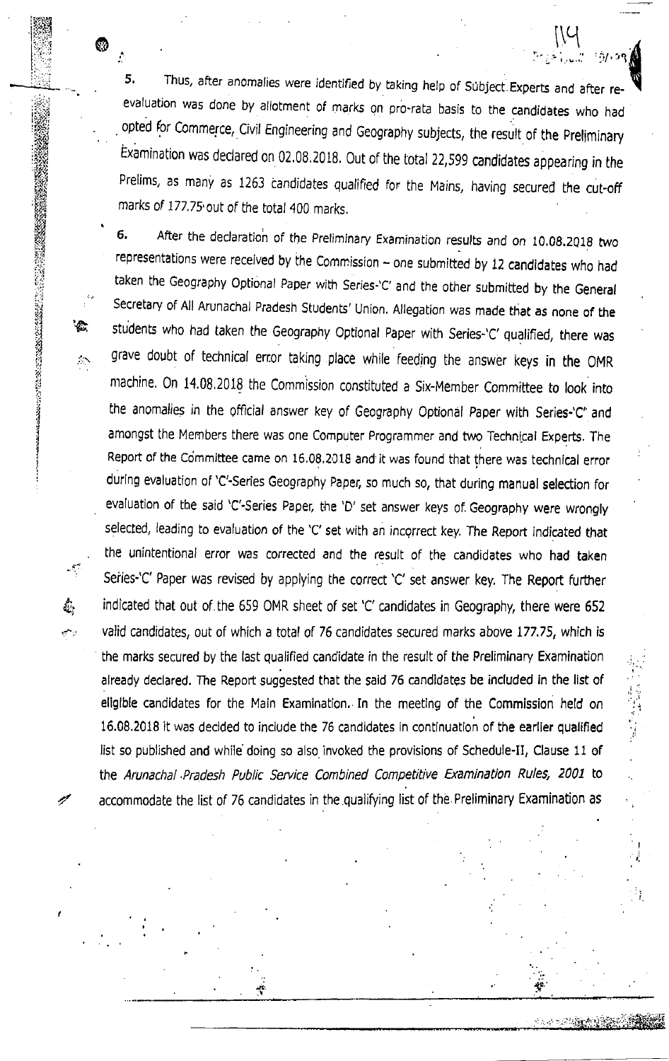5. Thus, after anomalies were identified by taking help of Subject Experts and after re-evaluation was done by allotment of marks on pro-rata basis to the candidates who had opted for Commerce, Civil Engineering and Geography subjects, the result of the Preliminary Examination was declared on 02.08.2018. Out of the total 22,599 candidates appearing in the Prelims, as many as 1263 candidates qualified for the Mains, having secured the cut-off marks of 177.75 out of the total 400 marks.

6. After the declaration of the Preliminary Examination results and on 10.08.2018 two representations were received by the Commission – one submitted by 12 candidates who had taken the Geography Optional Paper with Series-'C' and the other submitted by the General Secretary of All Arunachal Pradesh Students' Union. Allegation was made that as none of the students who had taken the Geography Optional Paper with Series-'C' qualified, there was grave doubt of technical error taking place while feeding the answer keys in the OMR machine. On 14.08.2018 the Commission constituted a Six-Member Committee to look into the anomalies in the official answer key of Geography Optional Paper with Series-'C' and amongst the Members there was one Computer Programmer and two Technical Experts. The Report of the Committee came on 16.08.2018 and it was found that there was technical error during evaluation of 'C'-Series Geography Paper, so much so, that during manual selection for evaluation of the said 'C'-Series Paper, the 'D' set answer keys of Geography were wrongly selected, leading to evaluation of the 'C' set with an incorrect key. The Report indicated that the unintentional error was corrected and the result of the candidates who had taken Series-'C' Paper was revised by applying the correct 'C' set answer key. The Report further indicated that out of the 659 OMR sheet of set 'C' candidates in Geography, there were 652 valid candidates, out of which a total of 76 candidates secured marks above 177.75, which is the marks secured by the last qualified candidate in the result of the Preliminary Examination already declared. The Report suggested that the said 76 candidates be included in the list of eligible candidates for the Main Examination. In the meeting of the Commission held on 16.08.2018 it was decided to include the 76 candidates in continuation of the earlier qualified list so published and while doing so also invoked the provisions of Schedule-II, Clause 11 of the *Arunachal Pradesh Public Service Combined Competitive Examination Rules, 2001* to accommodate the list of 76 candidates in the qualifying list of the Preliminary Examination as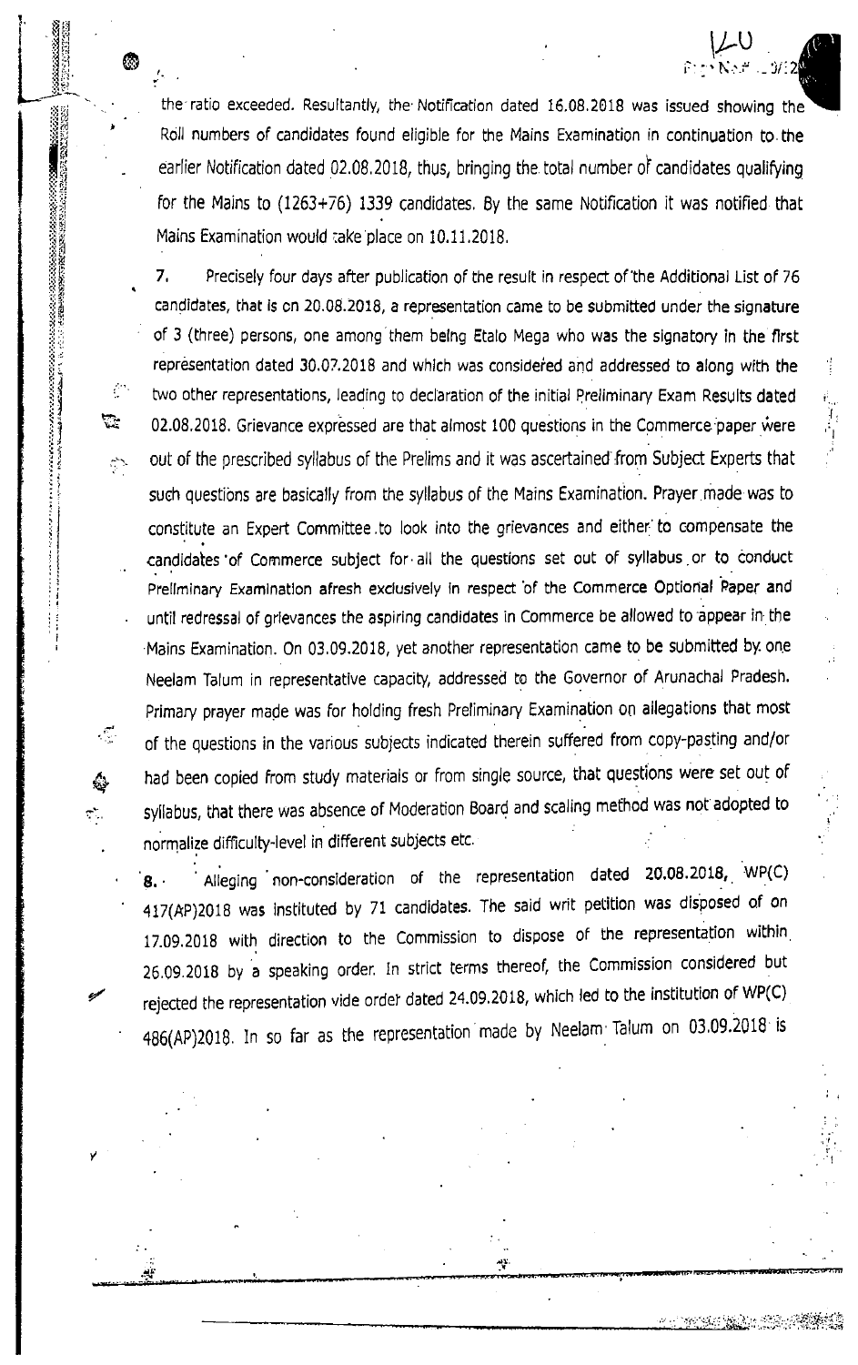the ratio exceeded. Resultantly, the Notification dated 16.08.2018 was issued showing the Roll numbers of candidates found eligible for the Mains Examination in continuation to the earlier Notification dated 02.08.2018, thus, bringing the total number of candidates qualifying for the Mains to (1263+76) 1339 candidates. By the same Notification it was notified that Mains Examination would take place on 10.11.2018.

**7.** Precisely four days after publication of the result in respect of the Additional List of 76 candidates, that is on 20.08.2018, a representation came to be submitted under the signature of 3 (three) persons, one among them being Etalo Mega who was the signatory in the first representation dated 30.07.2018 and which was considered and addressed to along with the two other representations, leading to declaration of the initial Preliminary Exam Results dated 02.08.2018. Grievance expressed are that almost 100 questions in the Commerce paper were out of the prescribed syllabus of the Prelims and it was ascertained from Subject Experts that such questions are basically from the syllabus of the Mains Examination. Prayer made was to constitute an Expert Committee to look into the grievances and either to compensate the candidates of Commerce subject for all the questions set out of syllabus or to conduct Preliminary Examination afresh exclusively in respect of the Commerce Optional Paper and until redressal of grievances the aspiring candidates in Commerce be allowed to appear in the Mains Examination. On 03.09.2018, yet another representation came to be submitted by one Neelam Talum in representative capacity, addressed to the Governor of Arunachal Pradesh. Primary prayer made was for holding fresh Preliminary Examination on allegations that most of the questions in the various subjects indicated therein suffered from copy-pasting and/or had been copied from study materials or from single source, that questions were set out of syllabus, that there was absence of Moderation Board and scaling method was not adopted to normalize difficulty-level in different subjects etc.

**8.** Alleging non-consideration of the representation dated 20.08.2018, WP(C) 417(AP)2018 was instituted by 71 candidates. The said writ petition was disposed of on 17.09.2018 with direction to the Commission to dispose of the representation within 26.09.2018 by a speaking order. In strict terms thereof, the Commission considered but rejected the representation vide order dated 24.09.2018, which led to the institution of WP(C) 486(AP)2018. In so far as the representation made by Neelam Talum on 03.09.2018 is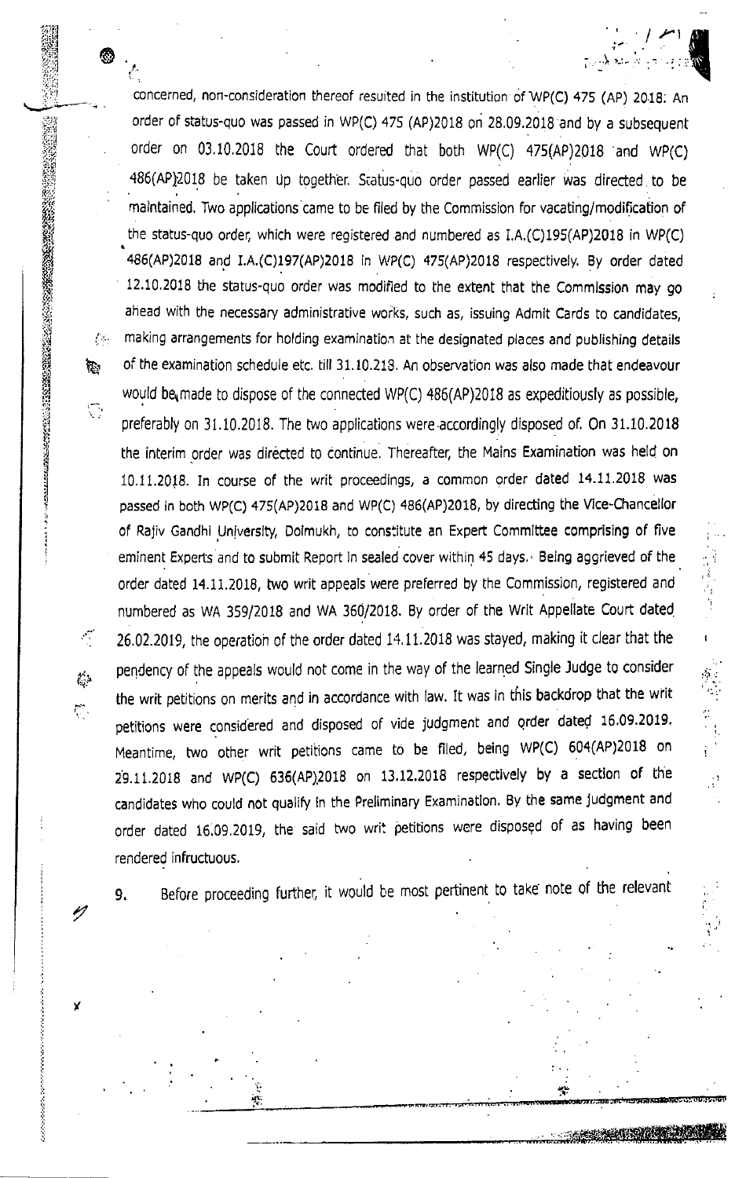concerned, non-consideration thereof resulted in the institution of WP(C) 475 (AP) 2018. An order of status-quo was passed in WP(C) 475 (AP)2018 on 28.09.2018 and by a subsequent order on 03.10.2018 the Court ordered that both WP(C) 475(AP)2018 and WP(C) 486(AP)2018 be taken up together. Status-quo order passed earlier was directed to be maintained. Two applications came to be filed by the Commission for vacating/modification of the status-quo order, which were registered and numbered as I.A.(C)195(AP)2018 in WP(C) 486(AP)2018 and I.A.(C)197(AP)2018 in WP(C) 475(AP)2018 respectively. By order dated 12.10.2018 the status-quo order was modified to the extent that the Commission may go ahead with the necessary administrative works, such as, issuing Admit Cards to candidates, making arrangements for holding examination at the designated places and publishing details of the examination schedule etc. till 31.10.218. An observation was also made that endeavour would be made to dispose of the connected WP(C) 486(AP)2018 as expeditiously as possible, preferably on 31.10.2018. The two applications were accordingly disposed of. On 31.10.2018 the interim order was directed to continue. Thereafter, the Mains Examination was held on 10.11.2018. In course of the writ proceedings, a common order dated 14.11.2018 was passed in both WP(C) 475(AP)2018 and WP(C) 486(AP)2018, by directing the Vice-Chancellor of Rajiv Gandhi University, Doimukh, to constitute an Expert Committee comprising of five eminent Experts and to submit Report in sealed cover within 45 days. Being aggrieved of the order dated 14.11.2018, two writ appeals were preferred by the Commission, registered and numbered as WA 359/2018 and WA 360/2018. By order of the Writ Appellate Court dated 26.02.2019, the operation of the order dated 14.11.2018 was stayed, making it clear that the pendency of the appeals would not come in the way of the learned Single Judge to consider the writ petitions on merits and in accordance with law. It was in this backdrop that the writ petitions were considered and disposed of vide judgment and order dated 16.09.2019. Meantime, two other writ petitions came to be filed, being WP(C) 604(AP)2018 on 29.11.2018 and WP(C) 636(AP)2018 on 13.12.2018 respectively by a section of the candidates who could not qualify in the Preliminary Examination. By the same judgment and order dated 16.09.2019, the said two writ petitions were disposed of as having been rendered infructuous.

9. Before proceeding further, it would be most pertinent to take note of the relevant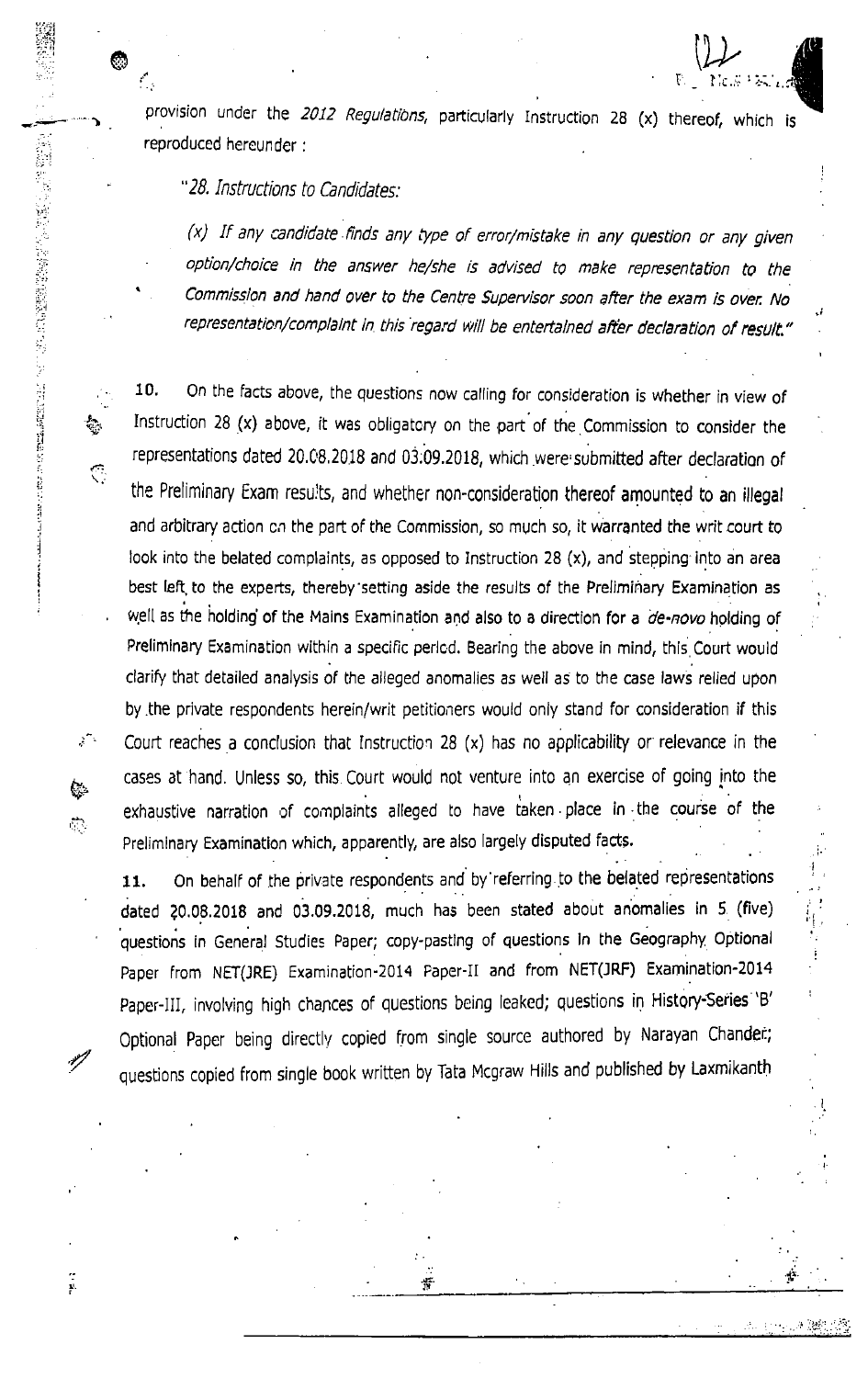provision under the *2012 Regulations*, particularly Instruction 28 (x) thereof, which is reproduced hereunder :

> *"28. Instructions to Candidates:*
>
> *(x) If any candidate finds any type of error/mistake in any question or any given option/choice in the answer he/she is advised to make representation to the Commission and hand over to the Centre Supervisor soon after the exam is over. No representation/complaint in this regard will be entertained after declaration of result."*

**10.** On the facts above, the questions now calling for consideration is whether in view of Instruction 28 (x) above, it was obligatory on the part of the Commission to consider the representations dated 20.08.2018 and 03.09.2018, which were submitted after declaration of the Preliminary Exam results, and whether non-consideration thereof amounted to an illegal and arbitrary action on the part of the Commission, so much so, it warranted the writ court to look into the belated complaints, as opposed to Instruction 28 (x), and stepping into an area best left to the experts, thereby setting aside the results of the Preliminary Examination as well as the holding of the Mains Examination and also to a direction for a *de-novo* holding of Preliminary Examination within a specific period. Bearing the above in mind, this Court would clarify that detailed analysis of the alleged anomalies as well as to the case laws relied upon by the private respondents herein/writ petitioners would only stand for consideration if this Court reaches a conclusion that Instruction 28 (x) has no applicability or relevance in the cases at hand. Unless so, this Court would not venture into an exercise of going into the exhaustive narration of complaints alleged to have taken place in the course of the Preliminary Examination which, apparently, are also largely disputed facts.

**11.** On behalf of the private respondents and by referring to the belated representations dated 20.08.2018 and 03.09.2018, much has been stated about anomalies in 5 (five) questions in General Studies Paper; copy-pasting of questions in the Geography Optional Paper from NET(JRE) Examination-2014 Paper-II and from NET(JRF) Examination-2014 Paper-III, involving high chances of questions being leaked; questions in History-Series 'B' Optional Paper being directly copied from single source authored by Narayan Chander; questions copied from single book written by Tata Mcgraw Hills and published by Laxmikanth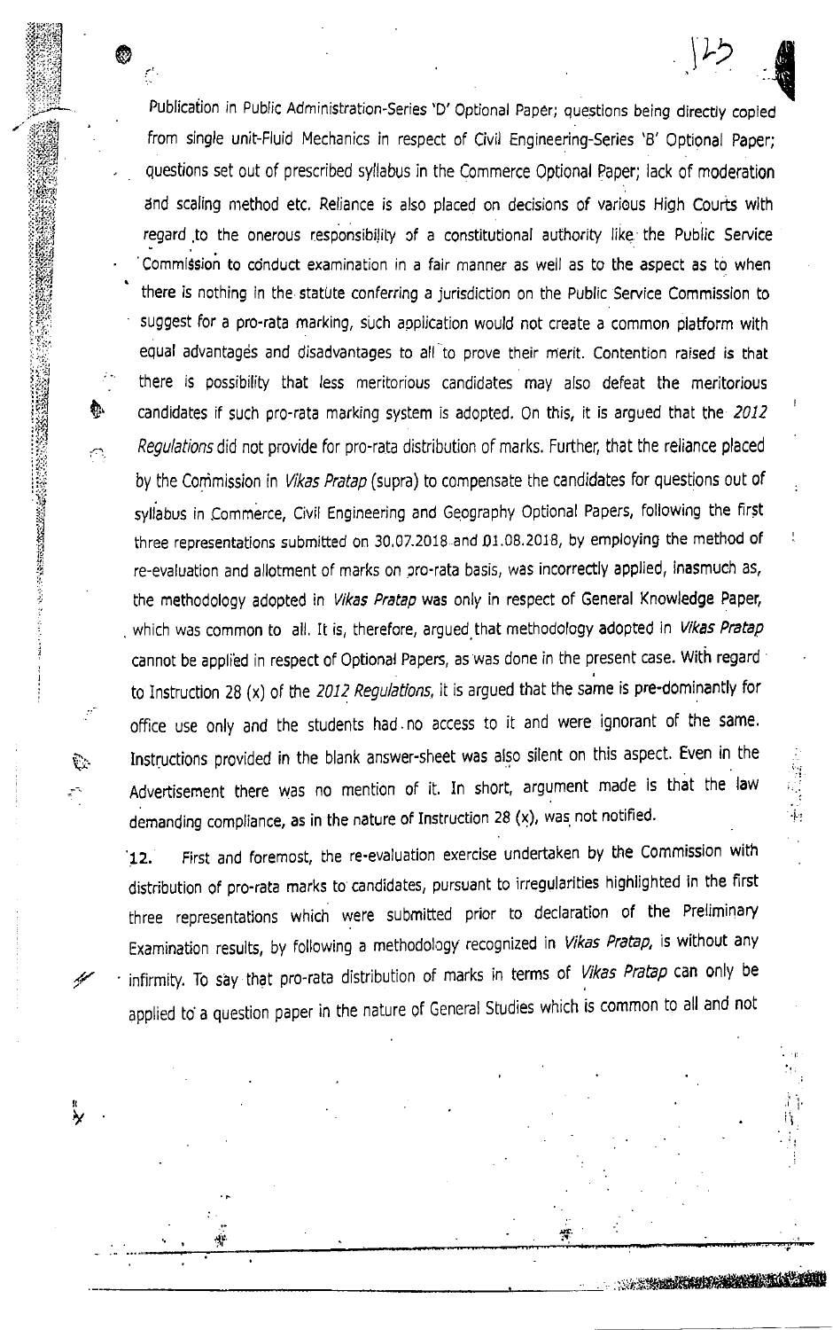Publication in Public Administration-Series 'D' Optional Paper; questions being directly copied from single unit-Fluid Mechanics in respect of Civil Engineering-Series 'B' Optional Paper; questions set out of prescribed syllabus in the Commerce Optional Paper; lack of moderation and scaling method etc. Reliance is also placed on decisions of various High Courts with regard to the onerous responsibility of a constitutional authority like the Public Service Commission to conduct examination in a fair manner as well as to the aspect as to when there is nothing in the statute conferring a jurisdiction on the Public Service Commission to suggest for a pro-rata marking, such application would not create a common platform with equal advantages and disadvantages to all to prove their merit. Contention raised is that there is possibility that less meritorious candidates may also defeat the meritorious candidates if such pro-rata marking system is adopted. On this, it is argued that the *2012 Regulations* did not provide for pro-rata distribution of marks. Further, that the reliance placed by the Commission in *Vikas Pratap* (supra) to compensate the candidates for questions out of syllabus in Commerce, Civil Engineering and Geography Optional Papers, following the first three representations submitted on 30.07.2018 and 01.08.2018, by employing the method of re-evaluation and allotment of marks on pro-rata basis, was incorrectly applied, inasmuch as, the methodology adopted in *Vikas Pratap* was only in respect of General Knowledge Paper, which was common to all. It is, therefore, argued that methodology adopted in *Vikas Pratap* cannot be applied in respect of Optional Papers, as was done in the present case. With regard to Instruction 28 (x) of the *2012 Regulations*, it is argued that the same is pre-dominantly for office use only and the students had no access to it and were ignorant of the same. Instructions provided in the blank answer-sheet was also silent on this aspect. Even in the Advertisement there was no mention of it. In short, argument made is that the law demanding compliance, as in the nature of Instruction 28 (x), was not notified.

12. First and foremost, the re-evaluation exercise undertaken by the Commission with distribution of pro-rata marks to candidates, pursuant to irregularities highlighted in the first three representations which were submitted prior to declaration of the Preliminary Examination results, by following a methodology recognized in *Vikas Pratap*, is without any infirmity. To say that pro-rata distribution of marks in terms of *Vikas Pratap* can only be applied to a question paper in the nature of General Studies which is common to all and not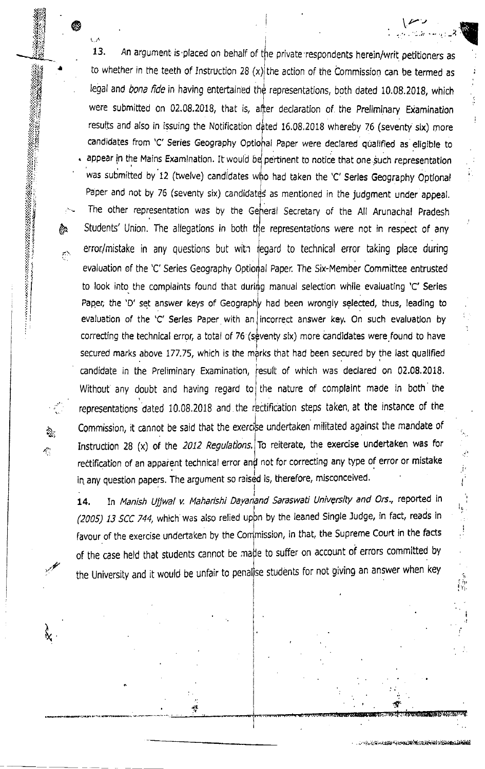13. An argument is placed on behalf of the private respondents herein/writ petitioners as to whether in the teeth of Instruction 28 (x) the action of the Commission can be termed as legal and *bona fide* in having entertained the representations, both dated 10.08.2018, which were submitted on 02.08.2018, that is, after declaration of the Preliminary Examination results and also in issuing the Notification dated 16.08.2018 whereby 76 (seventy six) more candidates from 'C' Series Geography Optional Paper were declared qualified as eligible to appear in the Mains Examination. It would be pertinent to notice that one such representation was submitted by 12 (twelve) candidates who had taken the 'C' Series Geography Optional Paper and not by 76 (seventy six) candidates as mentioned in the judgment under appeal. The other representation was by the General Secretary of the All Arunachal Pradesh Students' Union. The allegations in both the representations were not in respect of any error/mistake in any questions but with regard to technical error taking place during evaluation of the 'C' Series Geography Optional Paper. The Six-Member Committee entrusted to look into the complaints found that during manual selection while evaluating 'C' Series Paper, the 'D' set answer keys of Geography had been wrongly selected, thus, leading to evaluation of the 'C' Series Paper with an incorrect answer key. On such evaluation by correcting the technical error, a total of 76 (seventy six) more candidates were found to have secured marks above 177.75, which is the marks that had been secured by the last qualified candidate in the Preliminary Examination, result of which was declared on 02.08.2018. Without any doubt and having regard to the nature of complaint made in both the representations dated 10.08.2018 and the rectification steps taken, at the instance of the Commission, it cannot be said that the exercise undertaken militated against the mandate of Instruction 28 (x) of the *2012 Regulations*. To reiterate, the exercise undertaken was for rectification of an apparent technical error and not for correcting any type of error or mistake in any question papers. The argument so raised is, therefore, misconceived.

14. In *Manish Ujjwal v. Maharishi Dayanand Saraswati University and Ors.*, reported in *(2005) 13 SCC 744*, which was also relied upon by the leaned Single Judge, in fact, reads in favour of the exercise undertaken by the Commission, in that, the Supreme Court in the facts of the case held that students cannot be made to suffer on account of errors committed by the University and it would be unfair to penalise students for not giving an answer when key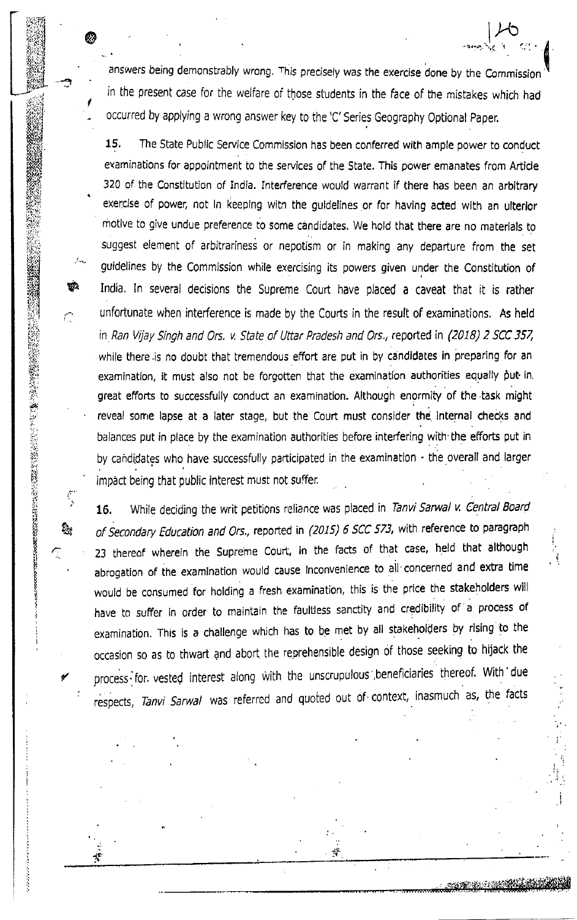answers being demonstrably wrong. This precisely was the exercise done by the Commission in the present case for the welfare of those students in the face of the mistakes which had occurred by applying a wrong answer key to the 'C' Series Geography Optional Paper.

**15.** The State Public Service Commission has been conferred with ample power to conduct examinations for appointment to the services of the State. This power emanates from Article 320 of the Constitution of India. Interference would warrant if there has been an arbitrary exercise of power, not in keeping with the guidelines or for having acted with an ulterior motive to give undue preference to some candidates. We hold that there are no materials to suggest element of arbitrariness or nepotism or in making any departure from the set guidelines by the Commission while exercising its powers given under the Constitution of India. In several decisions the Supreme Court have placed a caveat that it is rather unfortunate when interference is made by the Courts in the result of examinations. As held in *Ran Vijay Singh and Ors. v. State of Uttar Pradesh and Ors.*, reported in *(2018) 2 SCC 357*, while there is no doubt that tremendous effort are put in by candidates in preparing for an examination, it must also not be forgotten that the examination authorities equally put in great efforts to successfully conduct an examination. Although enormity of the task might reveal some lapse at a later stage, but the Court must consider the internal checks and balances put in place by the examination authorities before interfering with the efforts put in by candidates who have successfully participated in the examination - the overall and larger impact being that public interest must not suffer.

**16.** While deciding the writ petitions reliance was placed in *Tanvi Sarwal v. Central Board of Secondary Education and Ors.*, reported in *(2015) 6 SCC 573*, with reference to paragraph 23 thereof wherein the Supreme Court, in the facts of that case, held that although abrogation of the examination would cause inconvenience to all concerned and extra time would be consumed for holding a fresh examination, this is the price the stakeholders will have to suffer in order to maintain the faultless sanctity and credibility of a process of examination. This is a challenge which has to be met by all stakeholders by rising to the occasion so as to thwart and abort the reprehensible design of those seeking to hijack the process for vested interest along with the unscrupulous beneficiaries thereof. With due respects, *Tanvi Sarwal* was referred and quoted out of context, inasmuch as, the facts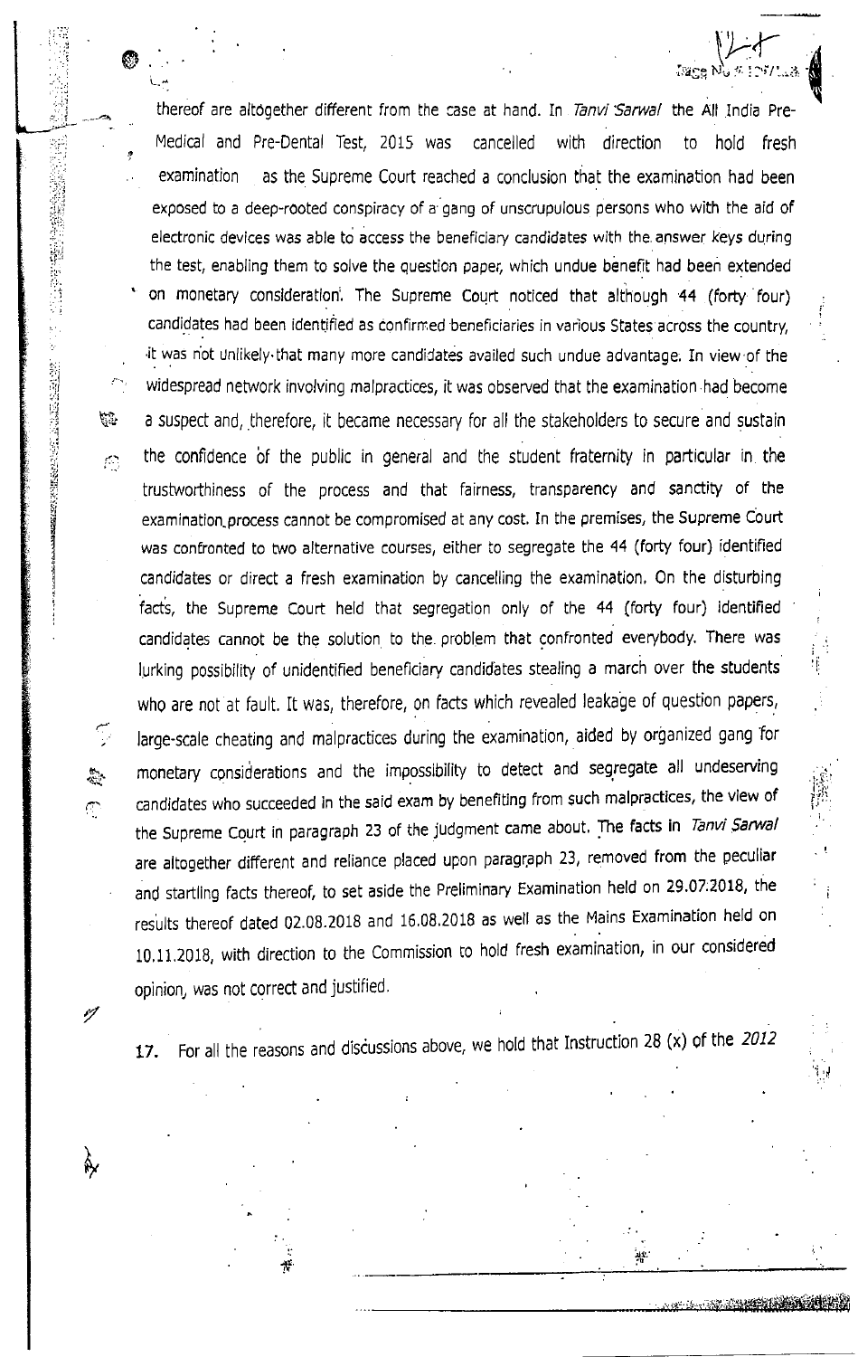thereof are altogether different from the case at hand. In *Tanvi Sarwal* the All India Pre-Medical and Pre-Dental Test, 2015 was cancelled with direction to hold fresh examination as the Supreme Court reached a conclusion that the examination had been exposed to a deep-rooted conspiracy of a gang of unscrupulous persons who with the aid of electronic devices was able to access the beneficiary candidates with the answer keys during the test, enabling them to solve the question paper, which undue benefit had been extended on monetary consideration. The Supreme Court noticed that although 44 (forty four) candidates had been identified as confirmed beneficiaries in various States across the country, it was not unlikely that many more candidates availed such undue advantage. In view of the widespread network involving malpractices, it was observed that the examination had become a suspect and, therefore, it became necessary for all the stakeholders to secure and sustain the confidence of the public in general and the student fraternity in particular in the trustworthiness of the process and that fairness, transparency and sanctity of the examination process cannot be compromised at any cost. In the premises, the Supreme Court was confronted to two alternative courses, either to segregate the 44 (forty four) identified candidates or direct a fresh examination by cancelling the examination. On the disturbing facts, the Supreme Court held that segregation only of the 44 (forty four) identified candidates cannot be the solution to the problem that confronted everybody. There was lurking possibility of unidentified beneficiary candidates stealing a march over the students who are not at fault. It was, therefore, on facts which revealed leakage of question papers, large-scale cheating and malpractices during the examination, aided by organized gang for monetary considerations and the impossibility to detect and segregate all undeserving candidates who succeeded in the said exam by benefiting from such malpractices, the view of the Supreme Court in paragraph 23 of the judgment came about. The facts in *Tanvi Sarwal* are altogether different and reliance placed upon paragraph 23, removed from the peculiar and startling facts thereof, to set aside the Preliminary Examination held on 29.07.2018, the results thereof dated 02.08.2018 and 16.08.2018 as well as the Mains Examination held on 10.11.2018, with direction to the Commission to hold fresh examination, in our considered opinion, was not correct and justified.

17. For all the reasons and discussions above, we hold that Instruction 28 (x) of the *2012*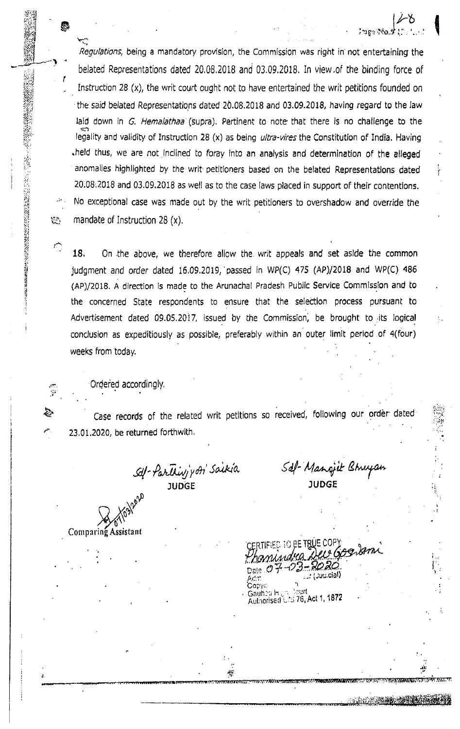*Regulations*, being a mandatory provision, the Commission was right in not entertaining the belated Representations dated 20.08.2018 and 03.09.2018. In view of the binding force of Instruction 28 (x), the writ court ought not to have entertained the writ petitions founded on the said belated Representations dated 20.08.2018 and 03.09.2018, having regard to the law laid down in *G. Hemalathaa* (supra). Pertinent to note that there is no challenge to the legality and validity of Instruction 28 (x) as being *ultra-vires* the Constitution of India. Having held thus, we are not inclined to foray into an analysis and determination of the alleged anomalies highlighted by the writ petitioners based on the belated Representations dated 20.08.2018 and 03.09.2018 as well as to the case laws placed in support of their contentions. No exceptional case was made out by the writ petitioners to overshadow and override the mandate of Instruction 28 (x).

**18.** On the above, we therefore allow the writ appeals and set aside the common judgment and order dated 16.09.2019, passed in WP(C) 475 (AP)/2018 and WP(C) 486 (AP)/2018. A direction is made to the Arunachal Pradesh Public Service Commission and to the concerned State respondents to ensure that the selection process pursuant to Advertisement dated 09.05.2017, issued by the Commission, be brought to its logical conclusion as expeditiously as possible, preferably within an outer limit period of 4(four) weeks from today.

Ordered accordingly.

Case records of the related writ petitions so received, following our order dated 23.01.2020, be returned forthwith.

Sd/- Parthivjyoti Saikia
**JUDGE**

Sd/- Manojit Bhuyan
**JUDGE**

07/03/2020
Comparing Assistant

CERTIFIED TO BE TRUE COPY
Phanindra Dev Goswami
Date 07-03-2020
Adm. ... (Judicial)
Copying ...
Gauhati High Court
Authorised U/S 76, Act 1, 1872